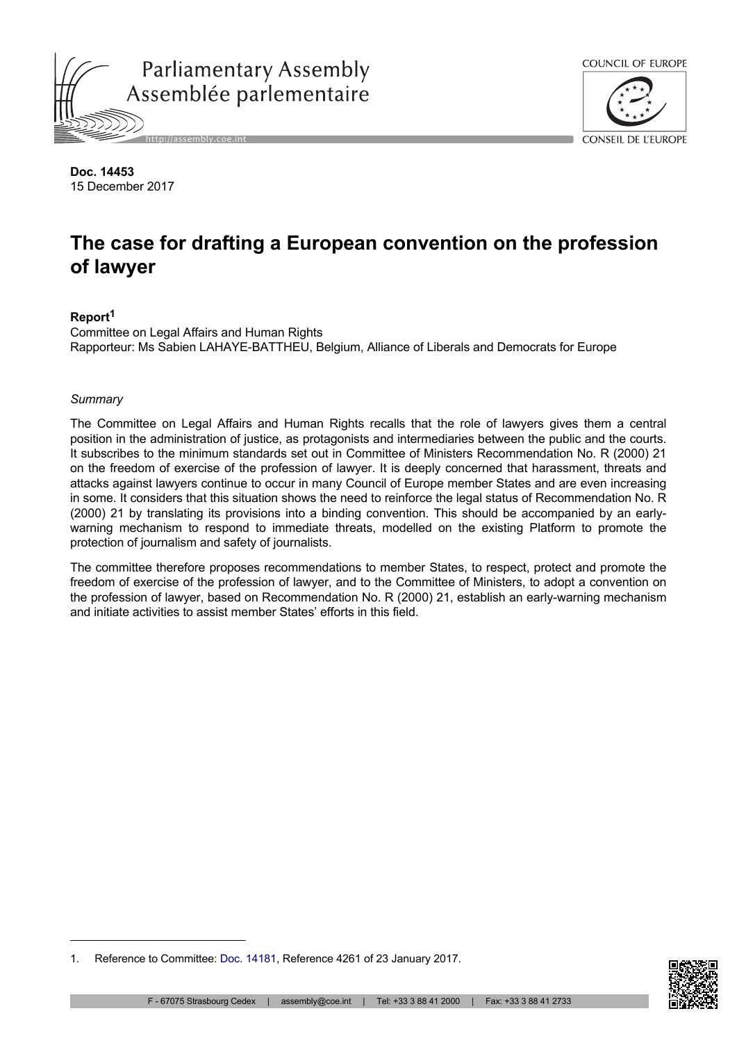**Doc. 14453**
15 December 2017

# The case for drafting a European convention on the profession of lawyer

**Report**[1]

Committee on Legal Affairs and Human Rights
Rapporteur: Ms Sabien LAHAYE-BATTHEU, Belgium, Alliance of Liberals and Democrats for Europe

*Summary*

The Committee on Legal Affairs and Human Rights recalls that the role of lawyers gives them a central position in the administration of justice, as protagonists and intermediaries between the public and the courts. It subscribes to the minimum standards set out in Committee of Ministers Recommendation No. R (2000) 21 on the freedom of exercise of the profession of lawyer. It is deeply concerned that harassment, threats and attacks against lawyers continue to occur in many Council of Europe member States and are even increasing in some. It considers that this situation shows the need to reinforce the legal status of Recommendation No. R (2000) 21 by translating its provisions into a binding convention. This should be accompanied by an early-warning mechanism to respond to immediate threats, modelled on the existing Platform to promote the protection of journalism and safety of journalists.

The committee therefore proposes recommendations to member States, to respect, protect and promote the freedom of exercise of the profession of lawyer, and to the Committee of Ministers, to adopt a convention on the profession of lawyer, based on Recommendation No. R (2000) 21, establish an early-warning mechanism and initiate activities to assist member States' efforts in this field.

1. Reference to Committee: Doc. 14181, Reference 4261 of 23 January 2017.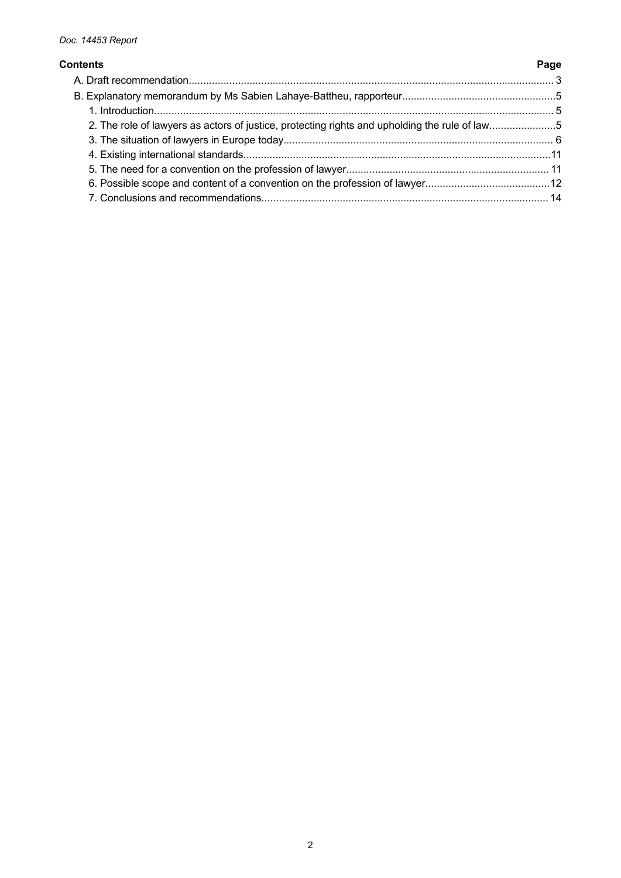**Contents** **Page**

A. Draft recommendation.......................................................................................................................... 3

B. Explanatory memorandum by Ms Sabien Lahaye-Battheu, rapporteur....................................................5

1. Introduction.......................................................................................................................................... 5

2. The role of lawyers as actors of justice, protecting rights and upholding the rule of law.......................5

3. The situation of lawyers in Europe today............................................................................................ 6

4. Existing international standards.........................................................................................................11

5. The need for a convention on the profession of lawyer..................................................................... 11

6. Possible scope and content of a convention on the profession of lawyer...........................................12

7. Conclusions and recommendations.................................................................................................. 14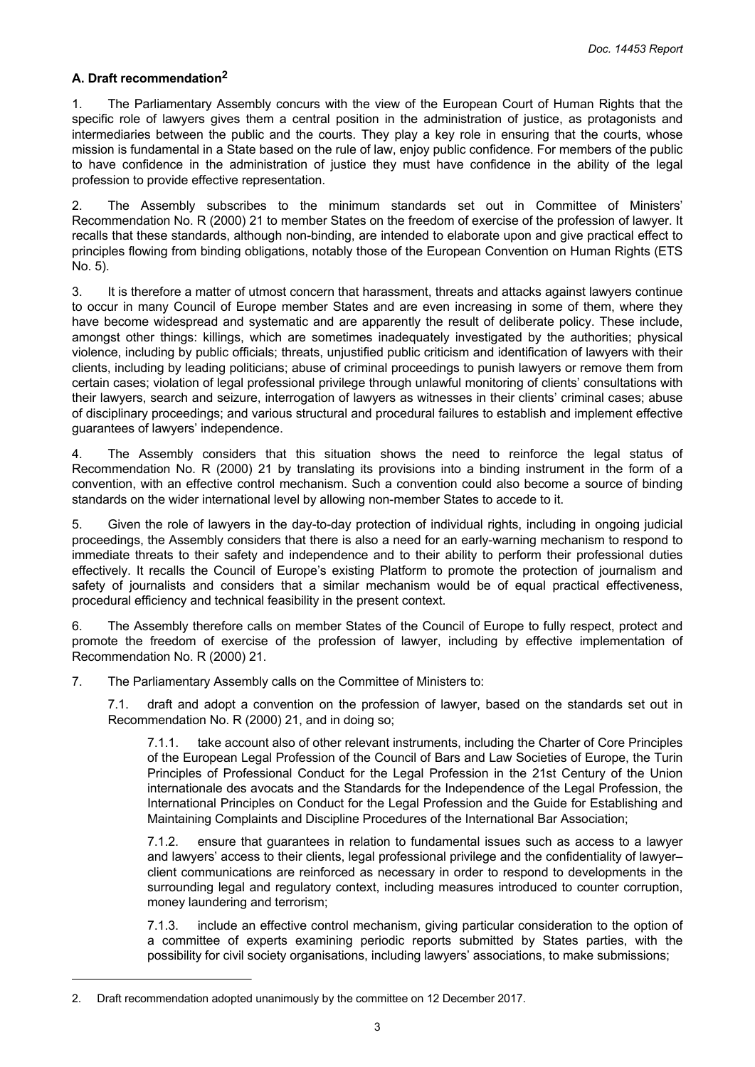### A. Draft recommendation[2]

1. The Parliamentary Assembly concurs with the view of the European Court of Human Rights that the specific role of lawyers gives them a central position in the administration of justice, as protagonists and intermediaries between the public and the courts. They play a key role in ensuring that the courts, whose mission is fundamental in a State based on the rule of law, enjoy public confidence. For members of the public to have confidence in the administration of justice they must have confidence in the ability of the legal profession to provide effective representation.

2. The Assembly subscribes to the minimum standards set out in Committee of Ministers' Recommendation No. R (2000) 21 to member States on the freedom of exercise of the profession of lawyer. It recalls that these standards, although non-binding, are intended to elaborate upon and give practical effect to principles flowing from binding obligations, notably those of the European Convention on Human Rights (ETS No. 5).

3. It is therefore a matter of utmost concern that harassment, threats and attacks against lawyers continue to occur in many Council of Europe member States and are even increasing in some of them, where they have become widespread and systematic and are apparently the result of deliberate policy. These include, amongst other things: killings, which are sometimes inadequately investigated by the authorities; physical violence, including by public officials; threats, unjustified public criticism and identification of lawyers with their clients, including by leading politicians; abuse of criminal proceedings to punish lawyers or remove them from certain cases; violation of legal professional privilege through unlawful monitoring of clients' consultations with their lawyers, search and seizure, interrogation of lawyers as witnesses in their clients' criminal cases; abuse of disciplinary proceedings; and various structural and procedural failures to establish and implement effective guarantees of lawyers' independence.

4. The Assembly considers that this situation shows the need to reinforce the legal status of Recommendation No. R (2000) 21 by translating its provisions into a binding instrument in the form of a convention, with an effective control mechanism. Such a convention could also become a source of binding standards on the wider international level by allowing non-member States to accede to it.

5. Given the role of lawyers in the day-to-day protection of individual rights, including in ongoing judicial proceedings, the Assembly considers that there is also a need for an early-warning mechanism to respond to immediate threats to their safety and independence and to their ability to perform their professional duties effectively. It recalls the Council of Europe's existing Platform to promote the protection of journalism and safety of journalists and considers that a similar mechanism would be of equal practical effectiveness, procedural efficiency and technical feasibility in the present context.

6. The Assembly therefore calls on member States of the Council of Europe to fully respect, protect and promote the freedom of exercise of the profession of lawyer, including by effective implementation of Recommendation No. R (2000) 21.

7. The Parliamentary Assembly calls on the Committee of Ministers to:

7.1. draft and adopt a convention on the profession of lawyer, based on the standards set out in Recommendation No. R (2000) 21, and in doing so;

7.1.1. take account also of other relevant instruments, including the Charter of Core Principles of the European Legal Profession of the Council of Bars and Law Societies of Europe, the Turin Principles of Professional Conduct for the Legal Profession in the 21st Century of the Union internationale des avocats and the Standards for the Independence of the Legal Profession, the International Principles on Conduct for the Legal Profession and the Guide for Establishing and Maintaining Complaints and Discipline Procedures of the International Bar Association;

7.1.2. ensure that guarantees in relation to fundamental issues such as access to a lawyer and lawyers' access to their clients, legal professional privilege and the confidentiality of lawyer–client communications are reinforced as necessary in order to respond to developments in the surrounding legal and regulatory context, including measures introduced to counter corruption, money laundering and terrorism;

7.1.3. include an effective control mechanism, giving particular consideration to the option of a committee of experts examining periodic reports submitted by States parties, with the possibility for civil society organisations, including lawyers' associations, to make submissions;

---

2. Draft recommendation adopted unanimously by the committee on 12 December 2017.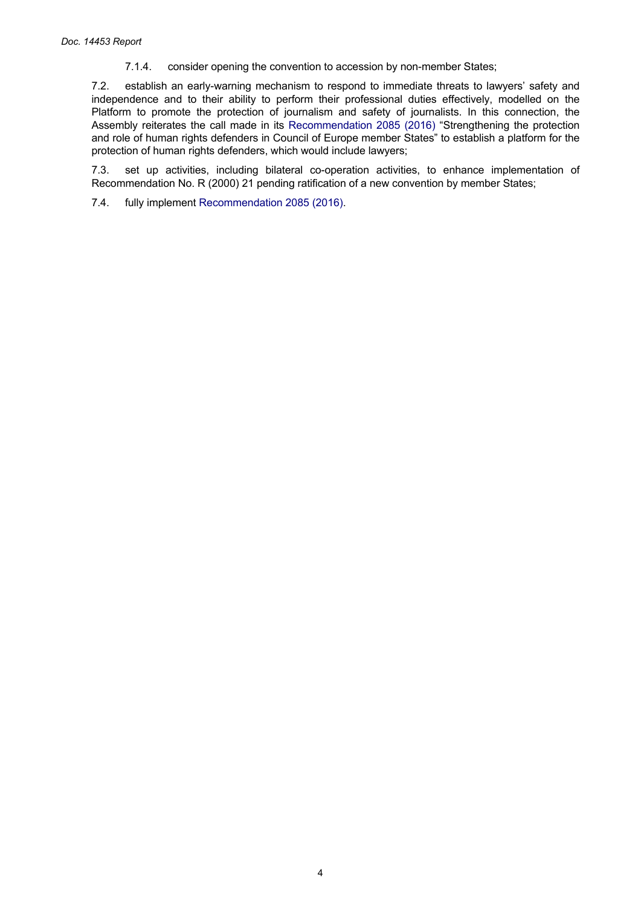7.1.4. consider opening the convention to accession by non-member States;

7.2. establish an early-warning mechanism to respond to immediate threats to lawyers' safety and independence and to their ability to perform their professional duties effectively, modelled on the Platform to promote the protection of journalism and safety of journalists. In this connection, the Assembly reiterates the call made in its Recommendation 2085 (2016) "Strengthening the protection and role of human rights defenders in Council of Europe member States" to establish a platform for the protection of human rights defenders, which would include lawyers;

7.3. set up activities, including bilateral co-operation activities, to enhance implementation of Recommendation No. R (2000) 21 pending ratification of a new convention by member States;

7.4. fully implement Recommendation 2085 (2016).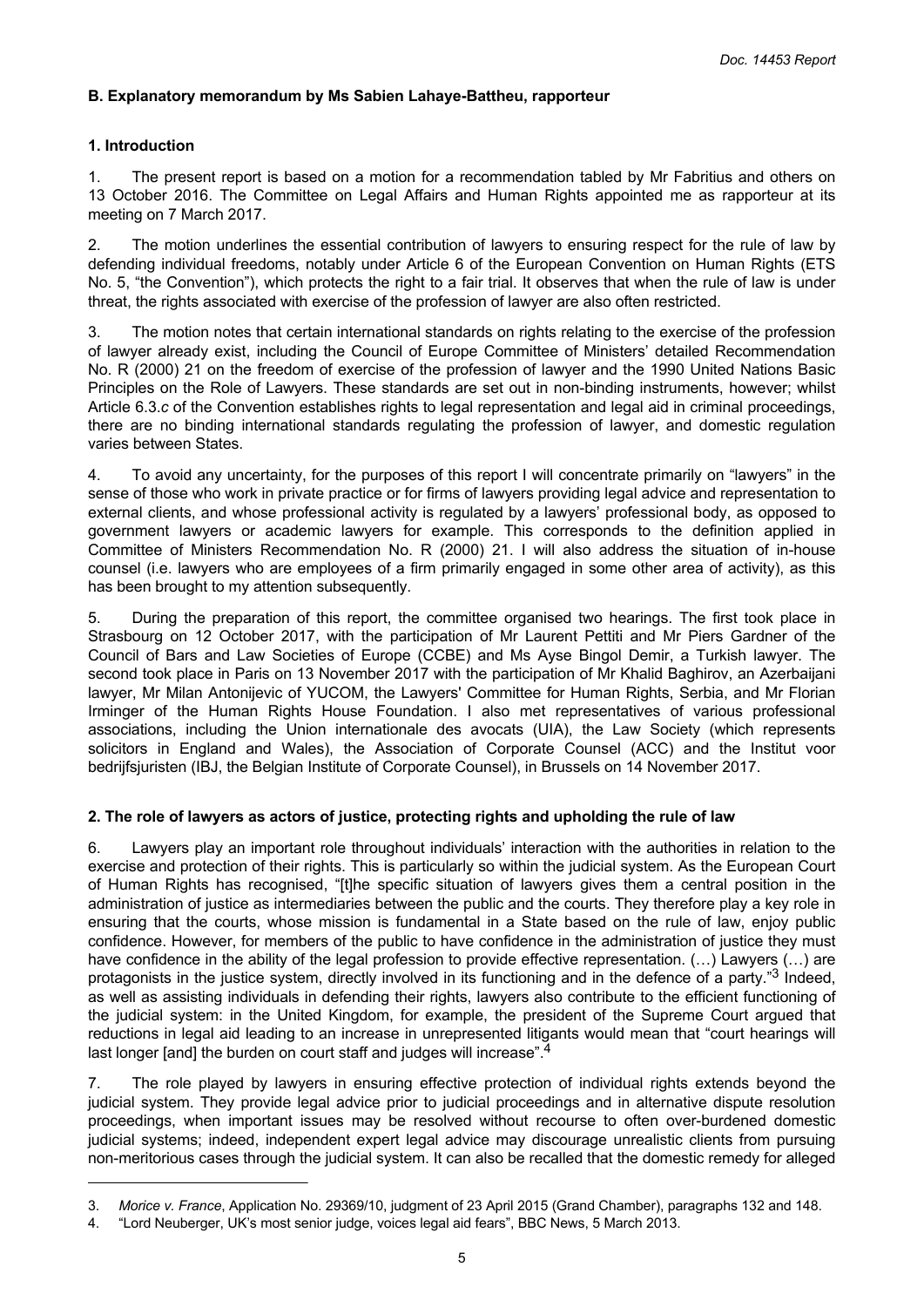### B. Explanatory memorandum by Ms Sabien Lahaye-Battheu, rapporteur

#### 1. Introduction

1. The present report is based on a motion for a recommendation tabled by Mr Fabritius and others on 13 October 2016. The Committee on Legal Affairs and Human Rights appointed me as rapporteur at its meeting on 7 March 2017.

2. The motion underlines the essential contribution of lawyers to ensuring respect for the rule of law by defending individual freedoms, notably under Article 6 of the European Convention on Human Rights (ETS No. 5, "the Convention"), which protects the right to a fair trial. It observes that when the rule of law is under threat, the rights associated with exercise of the profession of lawyer are also often restricted.

3. The motion notes that certain international standards on rights relating to the exercise of the profession of lawyer already exist, including the Council of Europe Committee of Ministers' detailed Recommendation No. R (2000) 21 on the freedom of exercise of the profession of lawyer and the 1990 United Nations Basic Principles on the Role of Lawyers. These standards are set out in non-binding instruments, however; whilst Article 6.3.*c* of the Convention establishes rights to legal representation and legal aid in criminal proceedings, there are no binding international standards regulating the profession of lawyer, and domestic regulation varies between States.

4. To avoid any uncertainty, for the purposes of this report I will concentrate primarily on "lawyers" in the sense of those who work in private practice or for firms of lawyers providing legal advice and representation to external clients, and whose professional activity is regulated by a lawyers' professional body, as opposed to government lawyers or academic lawyers for example. This corresponds to the definition applied in Committee of Ministers Recommendation No. R (2000) 21. I will also address the situation of in-house counsel (i.e. lawyers who are employees of a firm primarily engaged in some other area of activity), as this has been brought to my attention subsequently.

5. During the preparation of this report, the committee organised two hearings. The first took place in Strasbourg on 12 October 2017, with the participation of Mr Laurent Pettiti and Mr Piers Gardner of the Council of Bars and Law Societies of Europe (CCBE) and Ms Ayse Bingol Demir, a Turkish lawyer. The second took place in Paris on 13 November 2017 with the participation of Mr Khalid Baghirov, an Azerbaijani lawyer, Mr Milan Antonijevic of YUCOM, the Lawyers' Committee for Human Rights, Serbia, and Mr Florian Irminger of the Human Rights House Foundation. I also met representatives of various professional associations, including the Union internationale des avocats (UIA), the Law Society (which represents solicitors in England and Wales), the Association of Corporate Counsel (ACC) and the Institut voor bedrijfsjuristen (IBJ, the Belgian Institute of Corporate Counsel), in Brussels on 14 November 2017.

#### 2. The role of lawyers as actors of justice, protecting rights and upholding the rule of law

6. Lawyers play an important role throughout individuals' interaction with the authorities in relation to the exercise and protection of their rights. This is particularly so within the judicial system. As the European Court of Human Rights has recognised, "[t]he specific situation of lawyers gives them a central position in the administration of justice as intermediaries between the public and the courts. They therefore play a key role in ensuring that the courts, whose mission is fundamental in a State based on the rule of law, enjoy public confidence. However, for members of the public to have confidence in the administration of justice they must have confidence in the ability of the legal profession to provide effective representation. (…) Lawyers (…) are protagonists in the justice system, directly involved in its functioning and in the defence of a party."[3] Indeed, as well as assisting individuals in defending their rights, lawyers also contribute to the efficient functioning of the judicial system: in the United Kingdom, for example, the president of the Supreme Court argued that reductions in legal aid leading to an increase in unrepresented litigants would mean that "court hearings will last longer [and] the burden on court staff and judges will increase".[4]

7. The role played by lawyers in ensuring effective protection of individual rights extends beyond the judicial system. They provide legal advice prior to judicial proceedings and in alternative dispute resolution proceedings, when important issues may be resolved without recourse to often over-burdened domestic judicial systems; indeed, independent expert legal advice may discourage unrealistic clients from pursuing non-meritorious cases through the judicial system. It can also be recalled that the domestic remedy for alleged

---

3. *Morice v. France*, Application No. 29369/10, judgment of 23 April 2015 (Grand Chamber), paragraphs 132 and 148.

4. "Lord Neuberger, UK's most senior judge, voices legal aid fears", BBC News, 5 March 2013.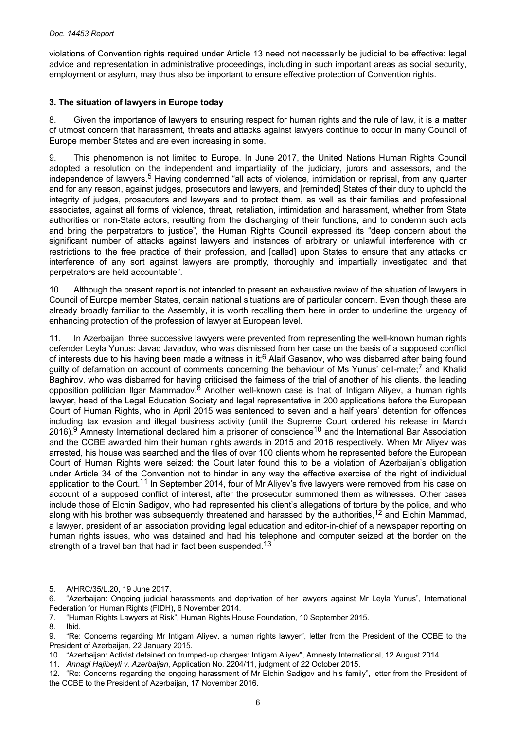violations of Convention rights required under Article 13 need not necessarily be judicial to be effective: legal advice and representation in administrative proceedings, including in such important areas as social security, employment or asylum, may thus also be important to ensure effective protection of Convention rights.

### 3. The situation of lawyers in Europe today

8. Given the importance of lawyers to ensuring respect for human rights and the rule of law, it is a matter of utmost concern that harassment, threats and attacks against lawyers continue to occur in many Council of Europe member States and are even increasing in some.

9. This phenomenon is not limited to Europe. In June 2017, the United Nations Human Rights Council adopted a resolution on the independent and impartiality of the judiciary, jurors and assessors, and the independence of lawyers.[5] Having condemned "all acts of violence, intimidation or reprisal, from any quarter and for any reason, against judges, prosecutors and lawyers, and [reminded] States of their duty to uphold the integrity of judges, prosecutors and lawyers and to protect them, as well as their families and professional associates, against all forms of violence, threat, retaliation, intimidation and harassment, whether from State authorities or non-State actors, resulting from the discharging of their functions, and to condemn such acts and bring the perpetrators to justice", the Human Rights Council expressed its "deep concern about the significant number of attacks against lawyers and instances of arbitrary or unlawful interference with or restrictions to the free practice of their profession, and [called] upon States to ensure that any attacks or interference of any sort against lawyers are promptly, thoroughly and impartially investigated and that perpetrators are held accountable".

10. Although the present report is not intended to present an exhaustive review of the situation of lawyers in Council of Europe member States, certain national situations are of particular concern. Even though these are already broadly familiar to the Assembly, it is worth recalling them here in order to underline the urgency of enhancing protection of the profession of lawyer at European level.

11. In Azerbaijan, three successive lawyers were prevented from representing the well-known human rights defender Leyla Yunus: Javad Javadov, who was dismissed from her case on the basis of a supposed conflict of interests due to his having been made a witness in it;[6] Alaif Gasanov, who was disbarred after being found guilty of defamation on account of comments concerning the behaviour of Ms Yunus' cell-mate;[7] and Khalid Baghirov, who was disbarred for having criticised the fairness of the trial of another of his clients, the leading opposition politician Ilgar Mammadov.[8] Another well-known case is that of Intigam Aliyev, a human rights lawyer, head of the Legal Education Society and legal representative in 200 applications before the European Court of Human Rights, who in April 2015 was sentenced to seven and a half years' detention for offences including tax evasion and illegal business activity (until the Supreme Court ordered his release in March 2016).[9] Amnesty International declared him a prisoner of conscience[10] and the International Bar Association and the CCBE awarded him their human rights awards in 2015 and 2016 respectively. When Mr Aliyev was arrested, his house was searched and the files of over 100 clients whom he represented before the European Court of Human Rights were seized: the Court later found this to be a violation of Azerbaijan's obligation under Article 34 of the Convention not to hinder in any way the effective exercise of the right of individual application to the Court.[11] In September 2014, four of Mr Aliyev's five lawyers were removed from his case on account of a supposed conflict of interest, after the prosecutor summoned them as witnesses. Other cases include those of Elchin Sadigov, who had represented his client's allegations of torture by the police, and who along with his brother was subsequently threatened and harassed by the authorities,[12] and Elchin Mammad, a lawyer, president of an association providing legal education and editor-in-chief of a newspaper reporting on human rights issues, who was detained and had his telephone and computer seized at the border on the strength of a travel ban that had in fact been suspended.[13]

---

5. A/HRC/35/L.20, 19 June 2017.

6. "Azerbaijan: Ongoing judicial harassments and deprivation of her lawyers against Mr Leyla Yunus", International Federation for Human Rights (FIDH), 6 November 2014.

7. "Human Rights Lawyers at Risk", Human Rights House Foundation, 10 September 2015.

8. Ibid.

9. "Re: Concerns regarding Mr Intigam Aliyev, a human rights lawyer", letter from the President of the CCBE to the President of Azerbaijan, 22 January 2015.

10. "Azerbaijan: Activist detained on trumped-up charges: Intigam Aliyev", Amnesty International, 12 August 2014.

11. *Annagi Hajibeyli v. Azerbaijan*, Application No. 2204/11, judgment of 22 October 2015.

12. "Re: Concerns regarding the ongoing harassment of Mr Elchin Sadigov and his family", letter from the President of the CCBE to the President of Azerbaijan, 17 November 2016.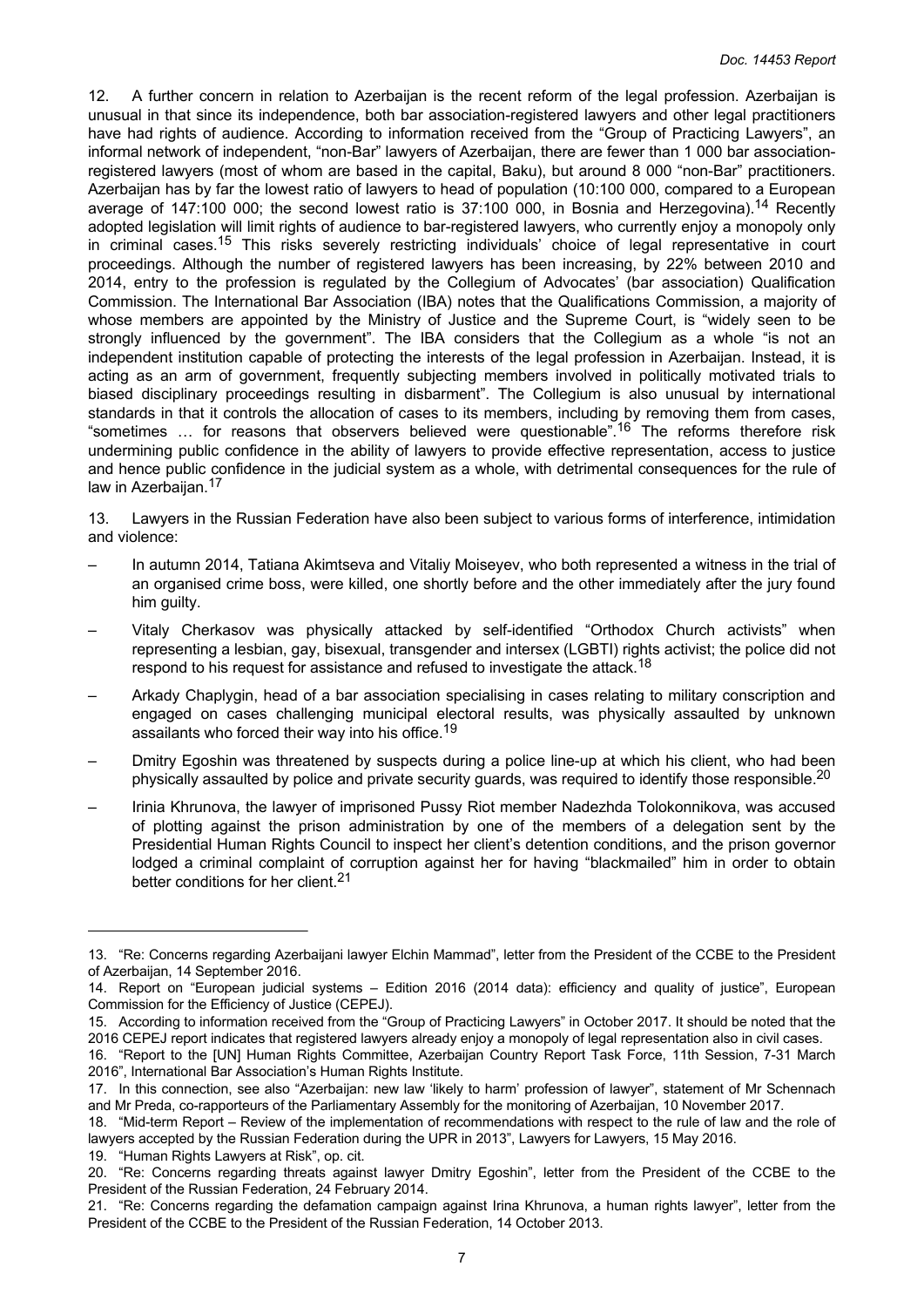12. A further concern in relation to Azerbaijan is the recent reform of the legal profession. Azerbaijan is unusual in that since its independence, both bar association-registered lawyers and other legal practitioners have had rights of audience. According to information received from the "Group of Practicing Lawyers", an informal network of independent, "non-Bar" lawyers of Azerbaijan, there are fewer than 1 000 bar association-registered lawyers (most of whom are based in the capital, Baku), but around 8 000 "non-Bar" practitioners. Azerbaijan has by far the lowest ratio of lawyers to head of population (10:100 000, compared to a European average of 147:100 000; the second lowest ratio is 37:100 000, in Bosnia and Herzegovina).[14] Recently adopted legislation will limit rights of audience to bar-registered lawyers, who currently enjoy a monopoly only in criminal cases.[15] This risks severely restricting individuals' choice of legal representative in court proceedings. Although the number of registered lawyers has been increasing, by 22% between 2010 and 2014, entry to the profession is regulated by the Collegium of Advocates' (bar association) Qualification Commission. The International Bar Association (IBA) notes that the Qualifications Commission, a majority of whose members are appointed by the Ministry of Justice and the Supreme Court, is "widely seen to be strongly influenced by the government". The IBA considers that the Collegium as a whole "is not an independent institution capable of protecting the interests of the legal profession in Azerbaijan. Instead, it is acting as an arm of government, frequently subjecting members involved in politically motivated trials to biased disciplinary proceedings resulting in disbarment". The Collegium is also unusual by international standards in that it controls the allocation of cases to its members, including by removing them from cases, "sometimes … for reasons that observers believed were questionable".[16] The reforms therefore risk undermining public confidence in the ability of lawyers to provide effective representation, access to justice and hence public confidence in the judicial system as a whole, with detrimental consequences for the rule of law in Azerbaijan.[17]

13. Lawyers in the Russian Federation have also been subject to various forms of interference, intimidation and violence:

- In autumn 2014, Tatiana Akimtseva and Vitaliy Moiseyev, who both represented a witness in the trial of an organised crime boss, were killed, one shortly before and the other immediately after the jury found him guilty.
- Vitaly Cherkasov was physically attacked by self-identified "Orthodox Church activists" when representing a lesbian, gay, bisexual, transgender and intersex (LGBTI) rights activist; the police did not respond to his request for assistance and refused to investigate the attack.[18]
- Arkady Chaplygin, head of a bar association specialising in cases relating to military conscription and engaged on cases challenging municipal electoral results, was physically assaulted by unknown assailants who forced their way into his office.[19]
- Dmitry Egoshin was threatened by suspects during a police line-up at which his client, who had been physically assaulted by police and private security guards, was required to identify those responsible.[20]
- Irinia Khrunova, the lawyer of imprisoned Pussy Riot member Nadezhda Tolokonnikova, was accused of plotting against the prison administration by one of the members of a delegation sent by the Presidential Human Rights Council to inspect her client's detention conditions, and the prison governor lodged a criminal complaint of corruption against her for having "blackmailed" him in order to obtain better conditions for her client.[21]

---

13. "Re: Concerns regarding Azerbaijani lawyer Elchin Mammad", letter from the President of the CCBE to the President of Azerbaijan, 14 September 2016.

14. Report on "European judicial systems – Edition 2016 (2014 data): efficiency and quality of justice", European Commission for the Efficiency of Justice (CEPEJ).

15. According to information received from the "Group of Practicing Lawyers" in October 2017. It should be noted that the 2016 CEPEJ report indicates that registered lawyers already enjoy a monopoly of legal representation also in civil cases.

16. "Report to the [UN] Human Rights Committee, Azerbaijan Country Report Task Force, 11th Session, 7-31 March 2016", International Bar Association's Human Rights Institute.

17. In this connection, see also "Azerbaijan: new law 'likely to harm' profession of lawyer", statement of Mr Schennach and Mr Preda, co-rapporteurs of the Parliamentary Assembly for the monitoring of Azerbaijan, 10 November 2017.

18. "Mid-term Report – Review of the implementation of recommendations with respect to the rule of law and the role of lawyers accepted by the Russian Federation during the UPR in 2013", Lawyers for Lawyers, 15 May 2016.

19. "Human Rights Lawyers at Risk", op. cit.

20. "Re: Concerns regarding threats against lawyer Dmitry Egoshin", letter from the President of the CCBE to the President of the Russian Federation, 24 February 2014.

21. "Re: Concerns regarding the defamation campaign against Irina Khrunova, a human rights lawyer", letter from the President of the CCBE to the President of the Russian Federation, 14 October 2013.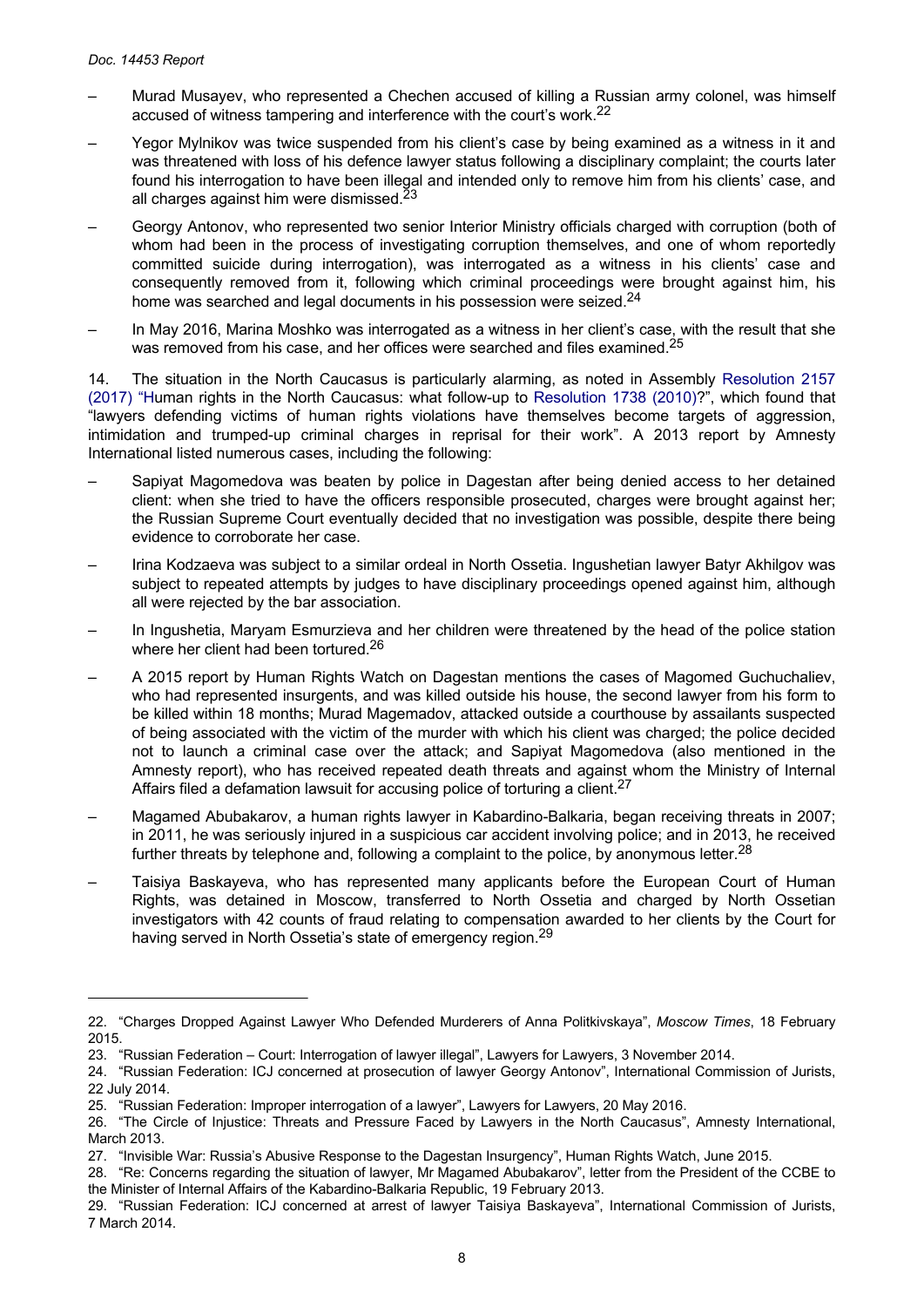– Murad Musayev, who represented a Chechen accused of killing a Russian army colonel, was himself accused of witness tampering and interference with the court's work.[22]

– Yegor Mylnikov was twice suspended from his client's case by being examined as a witness in it and was threatened with loss of his defence lawyer status following a disciplinary complaint; the courts later found his interrogation to have been illegal and intended only to remove him from his clients' case, and all charges against him were dismissed.[23]

– Georgy Antonov, who represented two senior Interior Ministry officials charged with corruption (both of whom had been in the process of investigating corruption themselves, and one of whom reportedly committed suicide during interrogation), was interrogated as a witness in his clients' case and consequently removed from it, following which criminal proceedings were brought against him, his home was searched and legal documents in his possession were seized.[24]

– In May 2016, Marina Moshko was interrogated as a witness in her client's case, with the result that she was removed from his case, and her offices were searched and files examined.[25]

14. The situation in the North Caucasus is particularly alarming, as noted in Assembly Resolution 2157 (2017) "Human rights in the North Caucasus: what follow-up to Resolution 1738 (2010)?", which found that "lawyers defending victims of human rights violations have themselves become targets of aggression, intimidation and trumped-up criminal charges in reprisal for their work". A 2013 report by Amnesty International listed numerous cases, including the following:

– Sapiyat Magomedova was beaten by police in Dagestan after being denied access to her detained client: when she tried to have the officers responsible prosecuted, charges were brought against her; the Russian Supreme Court eventually decided that no investigation was possible, despite there being evidence to corroborate her case.

– Irina Kodzaeva was subject to a similar ordeal in North Ossetia. Ingushetian lawyer Batyr Akhilgov was subject to repeated attempts by judges to have disciplinary proceedings opened against him, although all were rejected by the bar association.

– In Ingushetia, Maryam Esmurzieva and her children were threatened by the head of the police station where her client had been tortured.[26]

– A 2015 report by Human Rights Watch on Dagestan mentions the cases of Magomed Guchuchaliev, who had represented insurgents, and was killed outside his house, the second lawyer from his form to be killed within 18 months; Murad Magemadov, attacked outside a courthouse by assailants suspected of being associated with the victim of the murder with which his client was charged; the police decided not to launch a criminal case over the attack; and Sapiyat Magomedova (also mentioned in the Amnesty report), who has received repeated death threats and against whom the Ministry of Internal Affairs filed a defamation lawsuit for accusing police of torturing a client.[27]

– Magamed Abubakarov, a human rights lawyer in Kabardino-Balkaria, began receiving threats in 2007; in 2011, he was seriously injured in a suspicious car accident involving police; and in 2013, he received further threats by telephone and, following a complaint to the police, by anonymous letter.[28]

– Taisiya Baskayeva, who has represented many applicants before the European Court of Human Rights, was detained in Moscow, transferred to North Ossetia and charged by North Ossetian investigators with 42 counts of fraud relating to compensation awarded to her clients by the Court for having served in North Ossetia's state of emergency region.[29]

---

22. "Charges Dropped Against Lawyer Who Defended Murderers of Anna Politkivskaya", *Moscow Times*, 18 February 2015.

23. "Russian Federation – Court: Interrogation of lawyer illegal", Lawyers for Lawyers, 3 November 2014.

24. "Russian Federation: ICJ concerned at prosecution of lawyer Georgy Antonov", International Commission of Jurists, 22 July 2014.

25. "Russian Federation: Improper interrogation of a lawyer", Lawyers for Lawyers, 20 May 2016.

26. "The Circle of Injustice: Threats and Pressure Faced by Lawyers in the North Caucasus", Amnesty International, March 2013.

27. "Invisible War: Russia's Abusive Response to the Dagestan Insurgency", Human Rights Watch, June 2015.

28. "Re: Concerns regarding the situation of lawyer, Mr Magamed Abubakarov", letter from the President of the CCBE to the Minister of Internal Affairs of the Kabardino-Balkaria Republic, 19 February 2013.

29. "Russian Federation: ICJ concerned at arrest of lawyer Taisiya Baskayeva", International Commission of Jurists, 7 March 2014.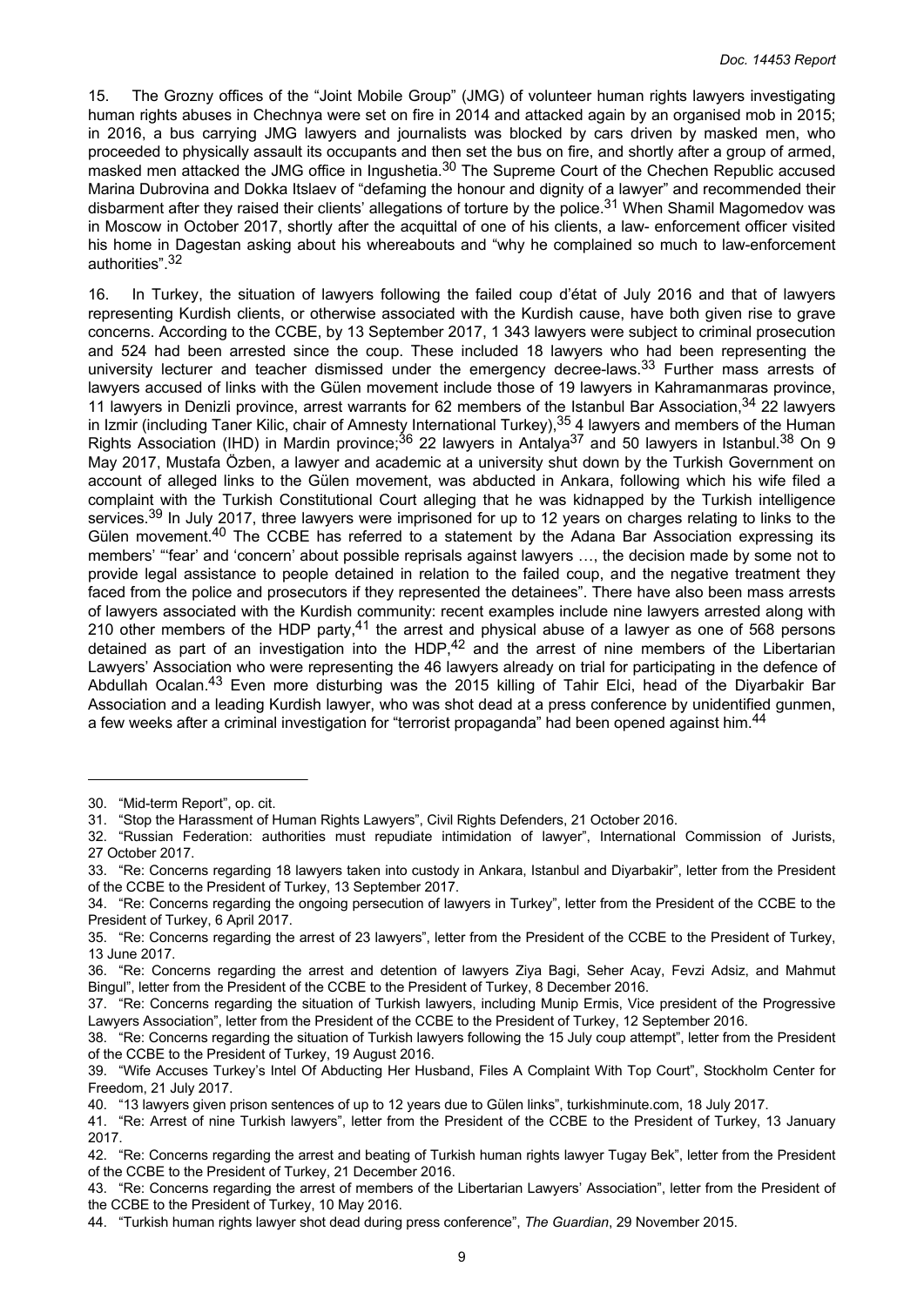15. The Grozny offices of the "Joint Mobile Group" (JMG) of volunteer human rights lawyers investigating human rights abuses in Chechnya were set on fire in 2014 and attacked again by an organised mob in 2015; in 2016, a bus carrying JMG lawyers and journalists was blocked by cars driven by masked men, who proceeded to physically assault its occupants and then set the bus on fire, and shortly after a group of armed, masked men attacked the JMG office in Ingushetia.[30] The Supreme Court of the Chechen Republic accused Marina Dubrovina and Dokka Itslaev of "defaming the honour and dignity of a lawyer" and recommended their disbarment after they raised their clients' allegations of torture by the police.[31] When Shamil Magomedov was in Moscow in October 2017, shortly after the acquittal of one of his clients, a law- enforcement officer visited his home in Dagestan asking about his whereabouts and "why he complained so much to law-enforcement authorities".[32]

16. In Turkey, the situation of lawyers following the failed coup d'état of July 2016 and that of lawyers representing Kurdish clients, or otherwise associated with the Kurdish cause, have both given rise to grave concerns. According to the CCBE, by 13 September 2017, 1 343 lawyers were subject to criminal prosecution and 524 had been arrested since the coup. These included 18 lawyers who had been representing the university lecturer and teacher dismissed under the emergency decree-laws.[33] Further mass arrests of lawyers accused of links with the Gülen movement include those of 19 lawyers in Kahramanmaras province, 11 lawyers in Denizli province, arrest warrants for 62 members of the Istanbul Bar Association,[34] 22 lawyers in Izmir (including Taner Kilic, chair of Amnesty International Turkey),[35] 4 lawyers and members of the Human Rights Association (IHD) in Mardin province;[36] 22 lawyers in Antalya[37] and 50 lawyers in Istanbul.[38] On 9 May 2017, Mustafa Özben, a lawyer and academic at a university shut down by the Turkish Government on account of alleged links to the Gülen movement, was abducted in Ankara, following which his wife filed a complaint with the Turkish Constitutional Court alleging that he was kidnapped by the Turkish intelligence services.[39] In July 2017, three lawyers were imprisoned for up to 12 years on charges relating to links to the Gülen movement.[40] The CCBE has referred to a statement by the Adana Bar Association expressing its members' "'fear' and 'concern' about possible reprisals against lawyers …, the decision made by some not to provide legal assistance to people detained in relation to the failed coup, and the negative treatment they faced from the police and prosecutors if they represented the detainees". There have also been mass arrests of lawyers associated with the Kurdish community: recent examples include nine lawyers arrested along with 210 other members of the HDP party,[41] the arrest and physical abuse of a lawyer as one of 568 persons detained as part of an investigation into the HDP,[42] and the arrest of nine members of the Libertarian Lawyers' Association who were representing the 46 lawyers already on trial for participating in the defence of Abdullah Ocalan.[43] Even more disturbing was the 2015 killing of Tahir Elci, head of the Diyarbakir Bar Association and a leading Kurdish lawyer, who was shot dead at a press conference by unidentified gunmen, a few weeks after a criminal investigation for "terrorist propaganda" had been opened against him.[44]

---

30. "Mid-term Report", op. cit.
31. "Stop the Harassment of Human Rights Lawyers", Civil Rights Defenders, 21 October 2016.
32. "Russian Federation: authorities must repudiate intimidation of lawyer", International Commission of Jurists, 27 October 2017.
33. "Re: Concerns regarding 18 lawyers taken into custody in Ankara, Istanbul and Diyarbakir", letter from the President of the CCBE to the President of Turkey, 13 September 2017.
34. "Re: Concerns regarding the ongoing persecution of lawyers in Turkey", letter from the President of the CCBE to the President of Turkey, 6 April 2017.
35. "Re: Concerns regarding the arrest of 23 lawyers", letter from the President of the CCBE to the President of Turkey, 13 June 2017.
36. "Re: Concerns regarding the arrest and detention of lawyers Ziya Bagi, Seher Acay, Fevzi Adsiz, and Mahmut Bingul", letter from the President of the CCBE to the President of Turkey, 8 December 2016.
37. "Re: Concerns regarding the situation of Turkish lawyers, including Munip Ermis, Vice president of the Progressive Lawyers Association", letter from the President of the CCBE to the President of Turkey, 12 September 2016.
38. "Re: Concerns regarding the situation of Turkish lawyers following the 15 July coup attempt", letter from the President of the CCBE to the President of Turkey, 19 August 2016.
39. "Wife Accuses Turkey's Intel Of Abducting Her Husband, Files A Complaint With Top Court", Stockholm Center for Freedom, 21 July 2017.
40. "13 lawyers given prison sentences of up to 12 years due to Gülen links", turkishminute.com, 18 July 2017.
41. "Re: Arrest of nine Turkish lawyers", letter from the President of the CCBE to the President of Turkey, 13 January 2017.
42. "Re: Concerns regarding the arrest and beating of Turkish human rights lawyer Tugay Bek", letter from the President of the CCBE to the President of Turkey, 21 December 2016.
43. "Re: Concerns regarding the arrest of members of the Libertarian Lawyers' Association", letter from the President of the CCBE to the President of Turkey, 10 May 2016.
44. "Turkish human rights lawyer shot dead during press conference", *The Guardian*, 29 November 2015.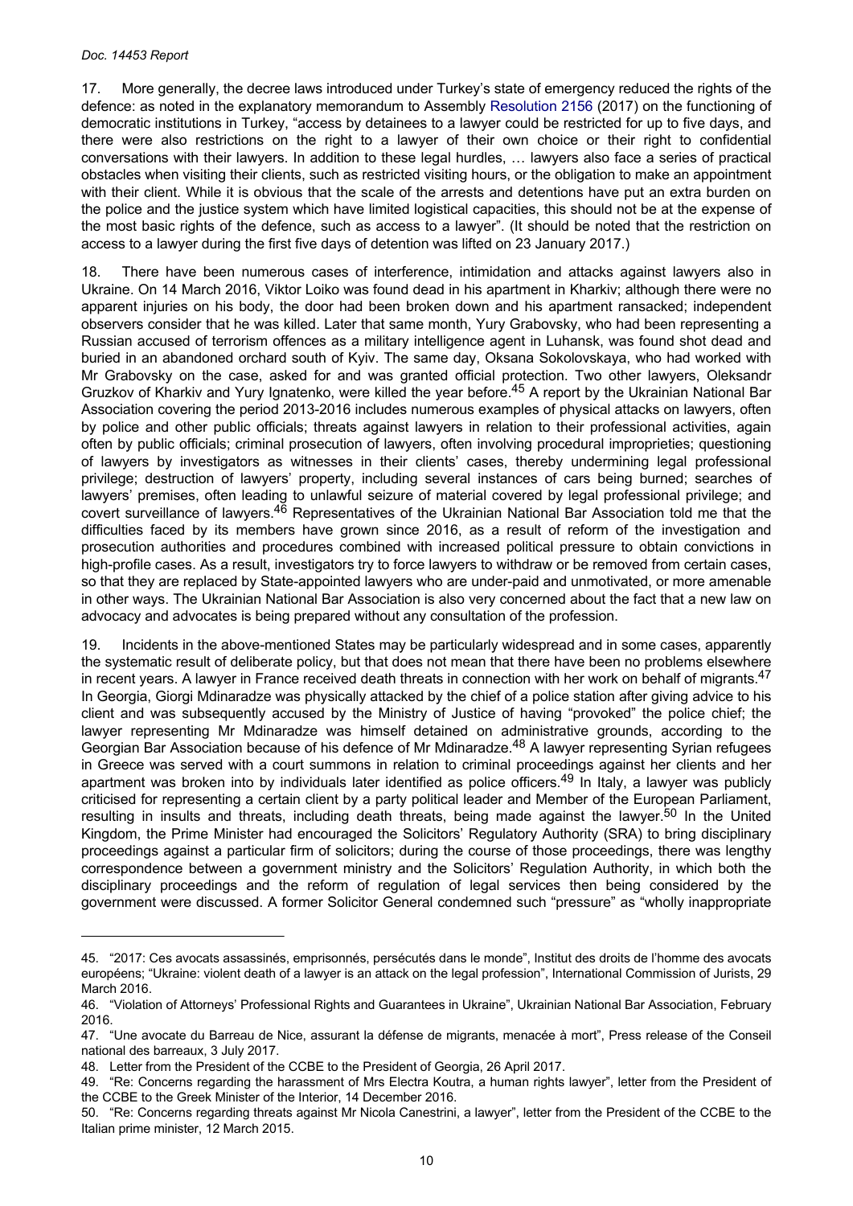17. More generally, the decree laws introduced under Turkey's state of emergency reduced the rights of the defence: as noted in the explanatory memorandum to Assembly Resolution 2156 (2017) on the functioning of democratic institutions in Turkey, "access by detainees to a lawyer could be restricted for up to five days, and there were also restrictions on the right to a lawyer of their own choice or their right to confidential conversations with their lawyers. In addition to these legal hurdles, … lawyers also face a series of practical obstacles when visiting their clients, such as restricted visiting hours, or the obligation to make an appointment with their client. While it is obvious that the scale of the arrests and detentions have put an extra burden on the police and the justice system which have limited logistical capacities, this should not be at the expense of the most basic rights of the defence, such as access to a lawyer". (It should be noted that the restriction on access to a lawyer during the first five days of detention was lifted on 23 January 2017.)

18. There have been numerous cases of interference, intimidation and attacks against lawyers also in Ukraine. On 14 March 2016, Viktor Loiko was found dead in his apartment in Kharkiv; although there were no apparent injuries on his body, the door had been broken down and his apartment ransacked; independent observers consider that he was killed. Later that same month, Yury Grabovsky, who had been representing a Russian accused of terrorism offences as a military intelligence agent in Luhansk, was found shot dead and buried in an abandoned orchard south of Kyiv. The same day, Oksana Sokolovskaya, who had worked with Mr Grabovsky on the case, asked for and was granted official protection. Two other lawyers, Oleksandr Gruzkov of Kharkiv and Yury Ignatenko, were killed the year before.[45] A report by the Ukrainian National Bar Association covering the period 2013-2016 includes numerous examples of physical attacks on lawyers, often by police and other public officials; threats against lawyers in relation to their professional activities, again often by public officials; criminal prosecution of lawyers, often involving procedural improprieties; questioning of lawyers by investigators as witnesses in their clients' cases, thereby undermining legal professional privilege; destruction of lawyers' property, including several instances of cars being burned; searches of lawyers' premises, often leading to unlawful seizure of material covered by legal professional privilege; and covert surveillance of lawyers.[46] Representatives of the Ukrainian National Bar Association told me that the difficulties faced by its members have grown since 2016, as a result of reform of the investigation and prosecution authorities and procedures combined with increased political pressure to obtain convictions in high-profile cases. As a result, investigators try to force lawyers to withdraw or be removed from certain cases, so that they are replaced by State-appointed lawyers who are under-paid and unmotivated, or more amenable in other ways. The Ukrainian National Bar Association is also very concerned about the fact that a new law on advocacy and advocates is being prepared without any consultation of the profession.

19. Incidents in the above-mentioned States may be particularly widespread and in some cases, apparently the systematic result of deliberate policy, but that does not mean that there have been no problems elsewhere in recent years. A lawyer in France received death threats in connection with her work on behalf of migrants.[47] In Georgia, Giorgi Mdinaradze was physically attacked by the chief of a police station after giving advice to his client and was subsequently accused by the Ministry of Justice of having "provoked" the police chief; the lawyer representing Mr Mdinaradze was himself detained on administrative grounds, according to the Georgian Bar Association because of his defence of Mr Mdinaradze.[48] A lawyer representing Syrian refugees in Greece was served with a court summons in relation to criminal proceedings against her clients and her apartment was broken into by individuals later identified as police officers.[49] In Italy, a lawyer was publicly criticised for representing a certain client by a party political leader and Member of the European Parliament, resulting in insults and threats, including death threats, being made against the lawyer.[50] In the United Kingdom, the Prime Minister had encouraged the Solicitors' Regulatory Authority (SRA) to bring disciplinary proceedings against a particular firm of solicitors; during the course of those proceedings, there was lengthy correspondence between a government ministry and the Solicitors' Regulation Authority, in which both the disciplinary proceedings and the reform of regulation of legal services then being considered by the government were discussed. A former Solicitor General condemned such "pressure" as "wholly inappropriate

---

45. "2017: Ces avocats assassinés, emprisonnés, persécutés dans le monde", Institut des droits de l'homme des avocats européens; "Ukraine: violent death of a lawyer is an attack on the legal profession", International Commission of Jurists, 29 March 2016.

46. "Violation of Attorneys' Professional Rights and Guarantees in Ukraine", Ukrainian National Bar Association, February 2016.

47. "Une avocate du Barreau de Nice, assurant la défense de migrants, menacée à mort", Press release of the Conseil national des barreaux, 3 July 2017.

48. Letter from the President of the CCBE to the President of Georgia, 26 April 2017.

49. "Re: Concerns regarding the harassment of Mrs Electra Koutra, a human rights lawyer", letter from the President of the CCBE to the Greek Minister of the Interior, 14 December 2016.

50. "Re: Concerns regarding threats against Mr Nicola Canestrini, a lawyer", letter from the President of the CCBE to the Italian prime minister, 12 March 2015.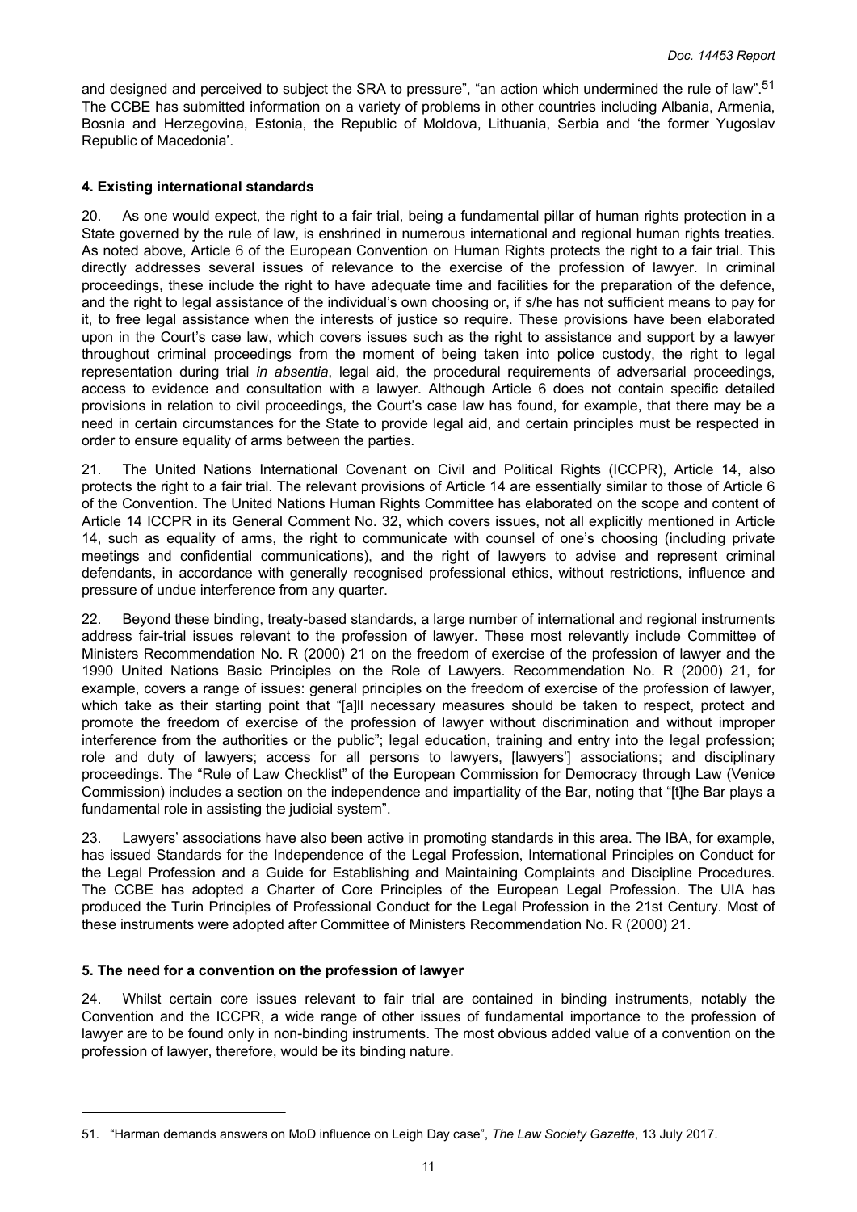and designed and perceived to subject the SRA to pressure", "an action which undermined the rule of law".[51] The CCBE has submitted information on a variety of problems in other countries including Albania, Armenia, Bosnia and Herzegovina, Estonia, the Republic of Moldova, Lithuania, Serbia and 'the former Yugoslav Republic of Macedonia'.

### 4. Existing international standards

20. As one would expect, the right to a fair trial, being a fundamental pillar of human rights protection in a State governed by the rule of law, is enshrined in numerous international and regional human rights treaties. As noted above, Article 6 of the European Convention on Human Rights protects the right to a fair trial. This directly addresses several issues of relevance to the exercise of the profession of lawyer. In criminal proceedings, these include the right to have adequate time and facilities for the preparation of the defence, and the right to legal assistance of the individual's own choosing or, if s/he has not sufficient means to pay for it, to free legal assistance when the interests of justice so require. These provisions have been elaborated upon in the Court's case law, which covers issues such as the right to assistance and support by a lawyer throughout criminal proceedings from the moment of being taken into police custody, the right to legal representation during trial *in absentia*, legal aid, the procedural requirements of adversarial proceedings, access to evidence and consultation with a lawyer. Although Article 6 does not contain specific detailed provisions in relation to civil proceedings, the Court's case law has found, for example, that there may be a need in certain circumstances for the State to provide legal aid, and certain principles must be respected in order to ensure equality of arms between the parties.

21. The United Nations International Covenant on Civil and Political Rights (ICCPR), Article 14, also protects the right to a fair trial. The relevant provisions of Article 14 are essentially similar to those of Article 6 of the Convention. The United Nations Human Rights Committee has elaborated on the scope and content of Article 14 ICCPR in its General Comment No. 32, which covers issues, not all explicitly mentioned in Article 14, such as equality of arms, the right to communicate with counsel of one's choosing (including private meetings and confidential communications), and the right of lawyers to advise and represent criminal defendants, in accordance with generally recognised professional ethics, without restrictions, influence and pressure of undue interference from any quarter.

22. Beyond these binding, treaty-based standards, a large number of international and regional instruments address fair-trial issues relevant to the profession of lawyer. These most relevantly include Committee of Ministers Recommendation No. R (2000) 21 on the freedom of exercise of the profession of lawyer and the 1990 United Nations Basic Principles on the Role of Lawyers. Recommendation No. R (2000) 21, for example, covers a range of issues: general principles on the freedom of exercise of the profession of lawyer, which take as their starting point that "[a]ll necessary measures should be taken to respect, protect and promote the freedom of exercise of the profession of lawyer without discrimination and without improper interference from the authorities or the public"; legal education, training and entry into the legal profession; role and duty of lawyers; access for all persons to lawyers, [lawyers'] associations; and disciplinary proceedings. The "Rule of Law Checklist" of the European Commission for Democracy through Law (Venice Commission) includes a section on the independence and impartiality of the Bar, noting that "[t]he Bar plays a fundamental role in assisting the judicial system".

23. Lawyers' associations have also been active in promoting standards in this area. The IBA, for example, has issued Standards for the Independence of the Legal Profession, International Principles on Conduct for the Legal Profession and a Guide for Establishing and Maintaining Complaints and Discipline Procedures. The CCBE has adopted a Charter of Core Principles of the European Legal Profession. The UIA has produced the Turin Principles of Professional Conduct for the Legal Profession in the 21st Century. Most of these instruments were adopted after Committee of Ministers Recommendation No. R (2000) 21.

### 5. The need for a convention on the profession of lawyer

24. Whilst certain core issues relevant to fair trial are contained in binding instruments, notably the Convention and the ICCPR, a wide range of other issues of fundamental importance to the profession of lawyer are to be found only in non-binding instruments. The most obvious added value of a convention on the profession of lawyer, therefore, would be its binding nature.

---

51. "Harman demands answers on MoD influence on Leigh Day case", *The Law Society Gazette*, 13 July 2017.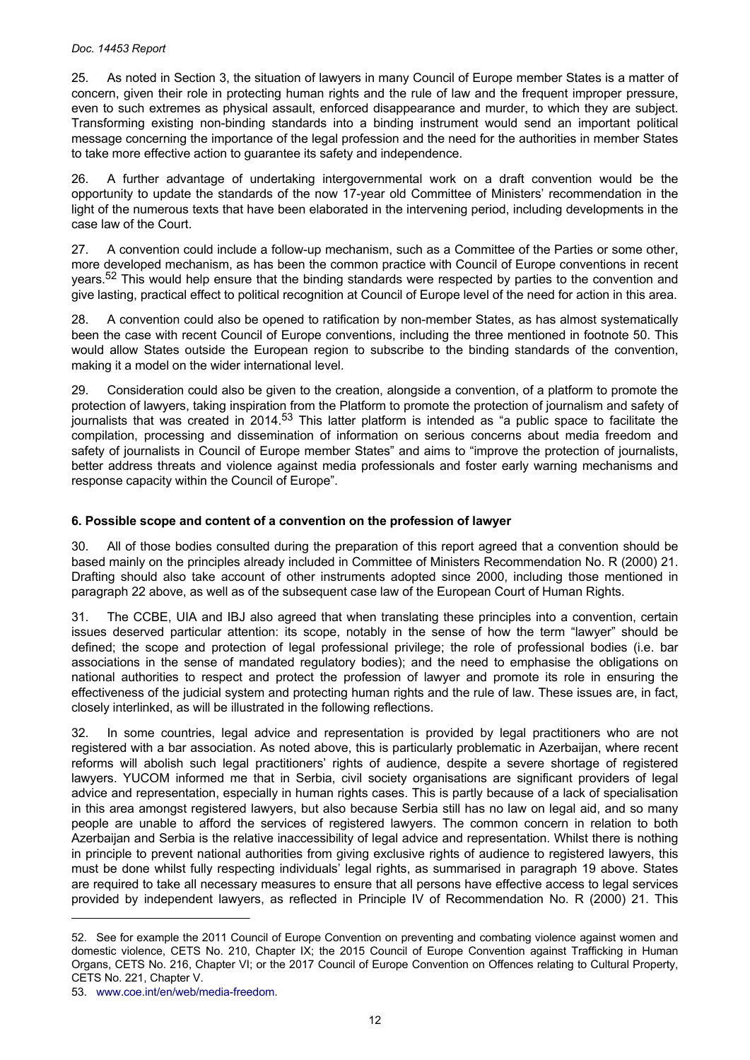25. As noted in Section 3, the situation of lawyers in many Council of Europe member States is a matter of concern, given their role in protecting human rights and the rule of law and the frequent improper pressure, even to such extremes as physical assault, enforced disappearance and murder, to which they are subject. Transforming existing non-binding standards into a binding instrument would send an important political message concerning the importance of the legal profession and the need for the authorities in member States to take more effective action to guarantee its safety and independence.

26. A further advantage of undertaking intergovernmental work on a draft convention would be the opportunity to update the standards of the now 17-year old Committee of Ministers' recommendation in the light of the numerous texts that have been elaborated in the intervening period, including developments in the case law of the Court.

27. A convention could include a follow-up mechanism, such as a Committee of the Parties or some other, more developed mechanism, as has been the common practice with Council of Europe conventions in recent years.[52] This would help ensure that the binding standards were respected by parties to the convention and give lasting, practical effect to political recognition at Council of Europe level of the need for action in this area.

28. A convention could also be opened to ratification by non-member States, as has almost systematically been the case with recent Council of Europe conventions, including the three mentioned in footnote 50. This would allow States outside the European region to subscribe to the binding standards of the convention, making it a model on the wider international level.

29. Consideration could also be given to the creation, alongside a convention, of a platform to promote the protection of lawyers, taking inspiration from the Platform to promote the protection of journalism and safety of journalists that was created in 2014.[53] This latter platform is intended as "a public space to facilitate the compilation, processing and dissemination of information on serious concerns about media freedom and safety of journalists in Council of Europe member States" and aims to "improve the protection of journalists, better address threats and violence against media professionals and foster early warning mechanisms and response capacity within the Council of Europe".

## 6. Possible scope and content of a convention on the profession of lawyer

30. All of those bodies consulted during the preparation of this report agreed that a convention should be based mainly on the principles already included in Committee of Ministers Recommendation No. R (2000) 21. Drafting should also take account of other instruments adopted since 2000, including those mentioned in paragraph 22 above, as well as of the subsequent case law of the European Court of Human Rights.

31. The CCBE, UIA and IBJ also agreed that when translating these principles into a convention, certain issues deserved particular attention: its scope, notably in the sense of how the term "lawyer" should be defined; the scope and protection of legal professional privilege; the role of professional bodies (i.e. bar associations in the sense of mandated regulatory bodies); and the need to emphasise the obligations on national authorities to respect and protect the profession of lawyer and promote its role in ensuring the effectiveness of the judicial system and protecting human rights and the rule of law. These issues are, in fact, closely interlinked, as will be illustrated in the following reflections.

32. In some countries, legal advice and representation is provided by legal practitioners who are not registered with a bar association. As noted above, this is particularly problematic in Azerbaijan, where recent reforms will abolish such legal practitioners' rights of audience, despite a severe shortage of registered lawyers. YUCOM informed me that in Serbia, civil society organisations are significant providers of legal advice and representation, especially in human rights cases. This is partly because of a lack of specialisation in this area amongst registered lawyers, but also because Serbia still has no law on legal aid, and so many people are unable to afford the services of registered lawyers. The common concern in relation to both Azerbaijan and Serbia is the relative inaccessibility of legal advice and representation. Whilst there is nothing in principle to prevent national authorities from giving exclusive rights of audience to registered lawyers, this must be done whilst fully respecting individuals' legal rights, as summarised in paragraph 19 above. States are required to take all necessary measures to ensure that all persons have effective access to legal services provided by independent lawyers, as reflected in Principle IV of Recommendation No. R (2000) 21. This

52. See for example the 2011 Council of Europe Convention on preventing and combating violence against women and domestic violence, CETS No. 210, Chapter IX; the 2015 Council of Europe Convention against Trafficking in Human Organs, CETS No. 216, Chapter VI; or the 2017 Council of Europe Convention on Offences relating to Cultural Property, CETS No. 221, Chapter V.

53. www.coe.int/en/web/media-freedom.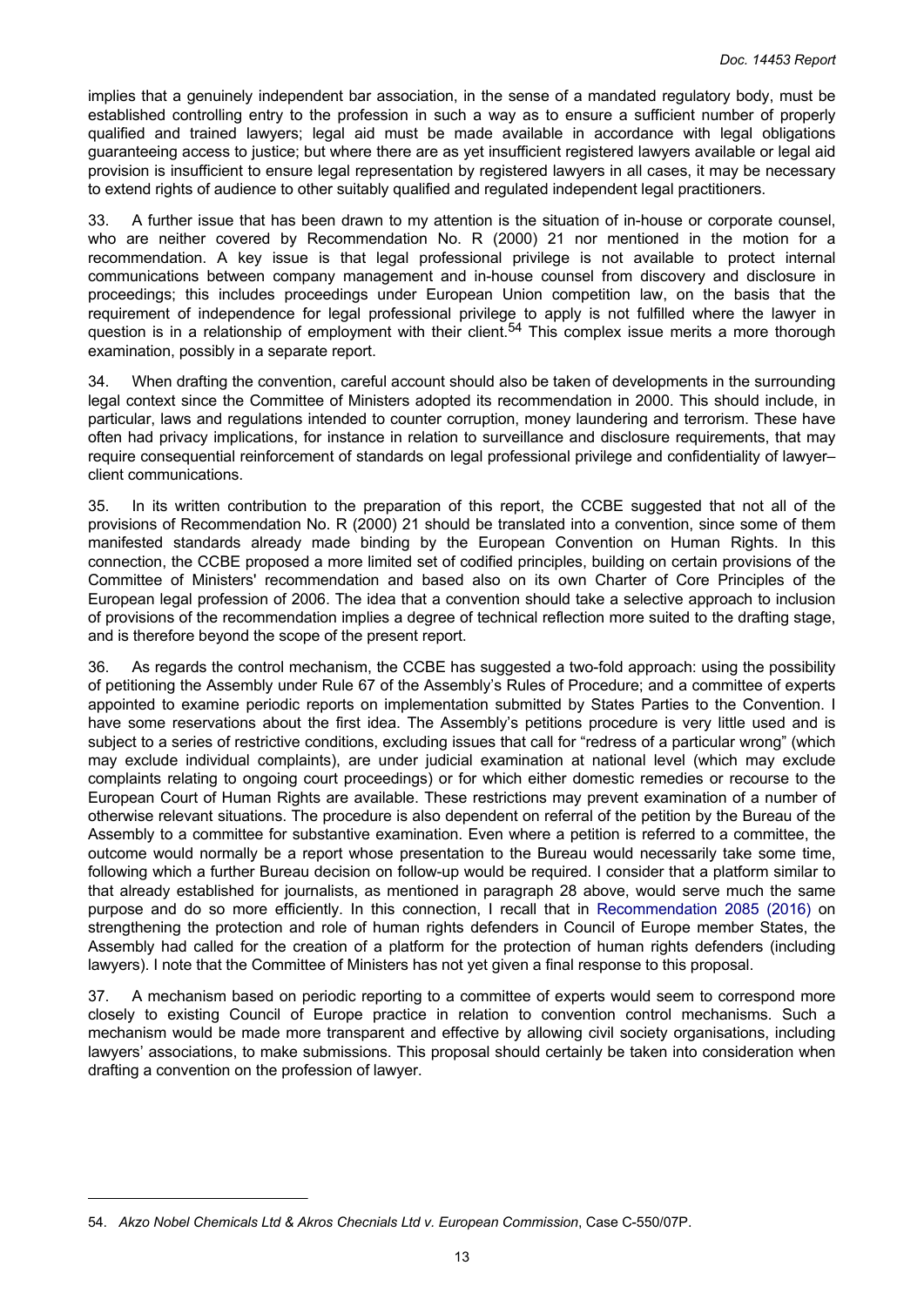implies that a genuinely independent bar association, in the sense of a mandated regulatory body, must be established controlling entry to the profession in such a way as to ensure a sufficient number of properly qualified and trained lawyers; legal aid must be made available in accordance with legal obligations guaranteeing access to justice; but where there are as yet insufficient registered lawyers available or legal aid provision is insufficient to ensure legal representation by registered lawyers in all cases, it may be necessary to extend rights of audience to other suitably qualified and regulated independent legal practitioners.

33. A further issue that has been drawn to my attention is the situation of in-house or corporate counsel, who are neither covered by Recommendation No. R (2000) 21 nor mentioned in the motion for a recommendation. A key issue is that legal professional privilege is not available to protect internal communications between company management and in-house counsel from discovery and disclosure in proceedings; this includes proceedings under European Union competition law, on the basis that the requirement of independence for legal professional privilege to apply is not fulfilled where the lawyer in question is in a relationship of employment with their client.[54] This complex issue merits a more thorough examination, possibly in a separate report.

34. When drafting the convention, careful account should also be taken of developments in the surrounding legal context since the Committee of Ministers adopted its recommendation in 2000. This should include, in particular, laws and regulations intended to counter corruption, money laundering and terrorism. These have often had privacy implications, for instance in relation to surveillance and disclosure requirements, that may require consequential reinforcement of standards on legal professional privilege and confidentiality of lawyer–client communications.

35. In its written contribution to the preparation of this report, the CCBE suggested that not all of the provisions of Recommendation No. R (2000) 21 should be translated into a convention, since some of them manifested standards already made binding by the European Convention on Human Rights. In this connection, the CCBE proposed a more limited set of codified principles, building on certain provisions of the Committee of Ministers' recommendation and based also on its own Charter of Core Principles of the European legal profession of 2006. The idea that a convention should take a selective approach to inclusion of provisions of the recommendation implies a degree of technical reflection more suited to the drafting stage, and is therefore beyond the scope of the present report.

36. As regards the control mechanism, the CCBE has suggested a two-fold approach: using the possibility of petitioning the Assembly under Rule 67 of the Assembly's Rules of Procedure; and a committee of experts appointed to examine periodic reports on implementation submitted by States Parties to the Convention. I have some reservations about the first idea. The Assembly's petitions procedure is very little used and is subject to a series of restrictive conditions, excluding issues that call for "redress of a particular wrong" (which may exclude individual complaints), are under judicial examination at national level (which may exclude complaints relating to ongoing court proceedings) or for which either domestic remedies or recourse to the European Court of Human Rights are available. These restrictions may prevent examination of a number of otherwise relevant situations. The procedure is also dependent on referral of the petition by the Bureau of the Assembly to a committee for substantive examination. Even where a petition is referred to a committee, the outcome would normally be a report whose presentation to the Bureau would necessarily take some time, following which a further Bureau decision on follow-up would be required. I consider that a platform similar to that already established for journalists, as mentioned in paragraph 28 above, would serve much the same purpose and do so more efficiently. In this connection, I recall that in Recommendation 2085 (2016) on strengthening the protection and role of human rights defenders in Council of Europe member States, the Assembly had called for the creation of a platform for the protection of human rights defenders (including lawyers). I note that the Committee of Ministers has not yet given a final response to this proposal.

37. A mechanism based on periodic reporting to a committee of experts would seem to correspond more closely to existing Council of Europe practice in relation to convention control mechanisms. Such a mechanism would be made more transparent and effective by allowing civil society organisations, including lawyers' associations, to make submissions. This proposal should certainly be taken into consideration when drafting a convention on the profession of lawyer.

---

54. *Akzo Nobel Chemicals Ltd & Akros Checnials Ltd v. European Commission*, Case C-550/07P.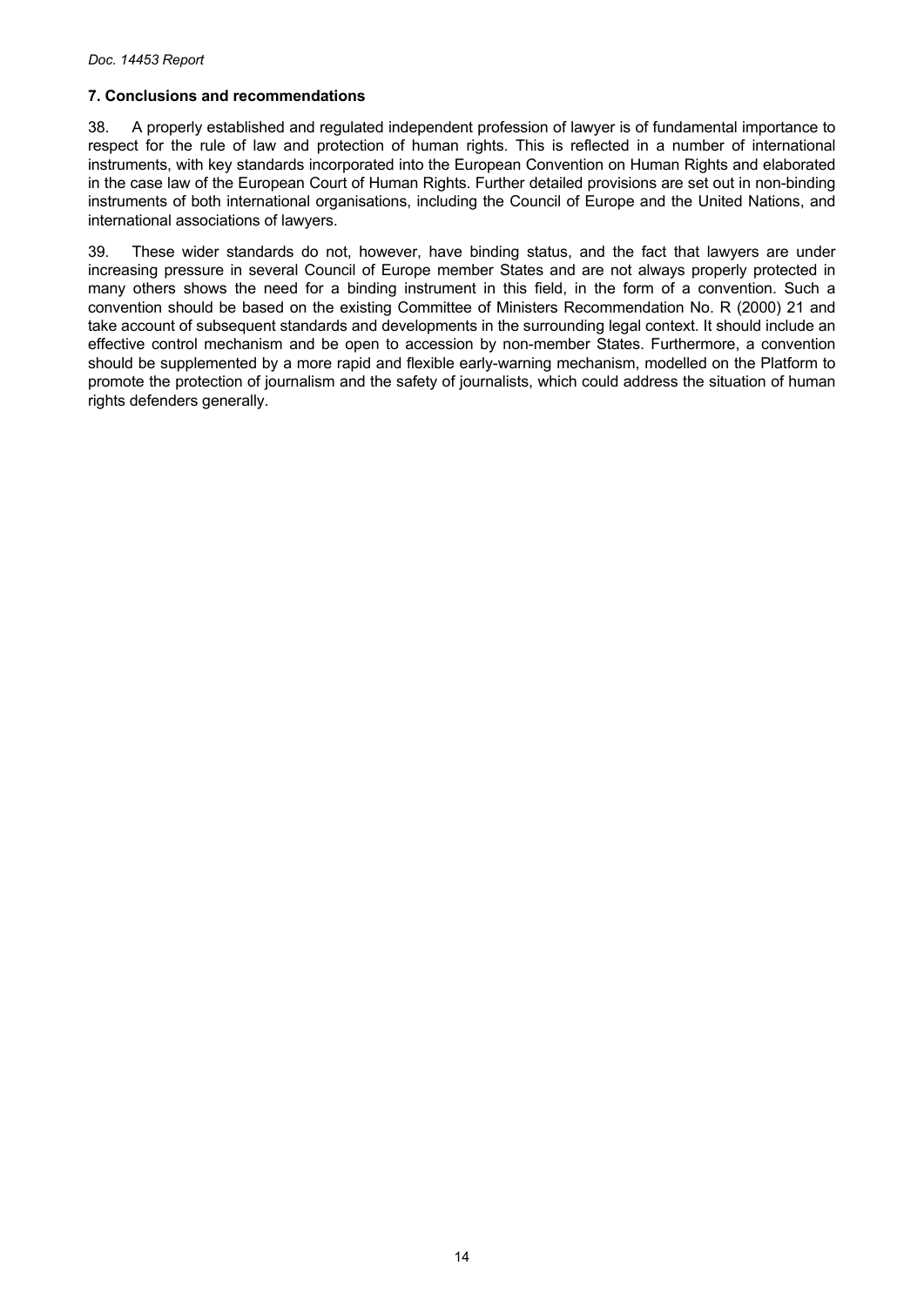## 7. Conclusions and recommendations

38. A properly established and regulated independent profession of lawyer is of fundamental importance to respect for the rule of law and protection of human rights. This is reflected in a number of international instruments, with key standards incorporated into the European Convention on Human Rights and elaborated in the case law of the European Court of Human Rights. Further detailed provisions are set out in non-binding instruments of both international organisations, including the Council of Europe and the United Nations, and international associations of lawyers.

39. These wider standards do not, however, have binding status, and the fact that lawyers are under increasing pressure in several Council of Europe member States and are not always properly protected in many others shows the need for a binding instrument in this field, in the form of a convention. Such a convention should be based on the existing Committee of Ministers Recommendation No. R (2000) 21 and take account of subsequent standards and developments in the surrounding legal context. It should include an effective control mechanism and be open to accession by non-member States. Furthermore, a convention should be supplemented by a more rapid and flexible early-warning mechanism, modelled on the Platform to promote the protection of journalism and the safety of journalists, which could address the situation of human rights defenders generally.